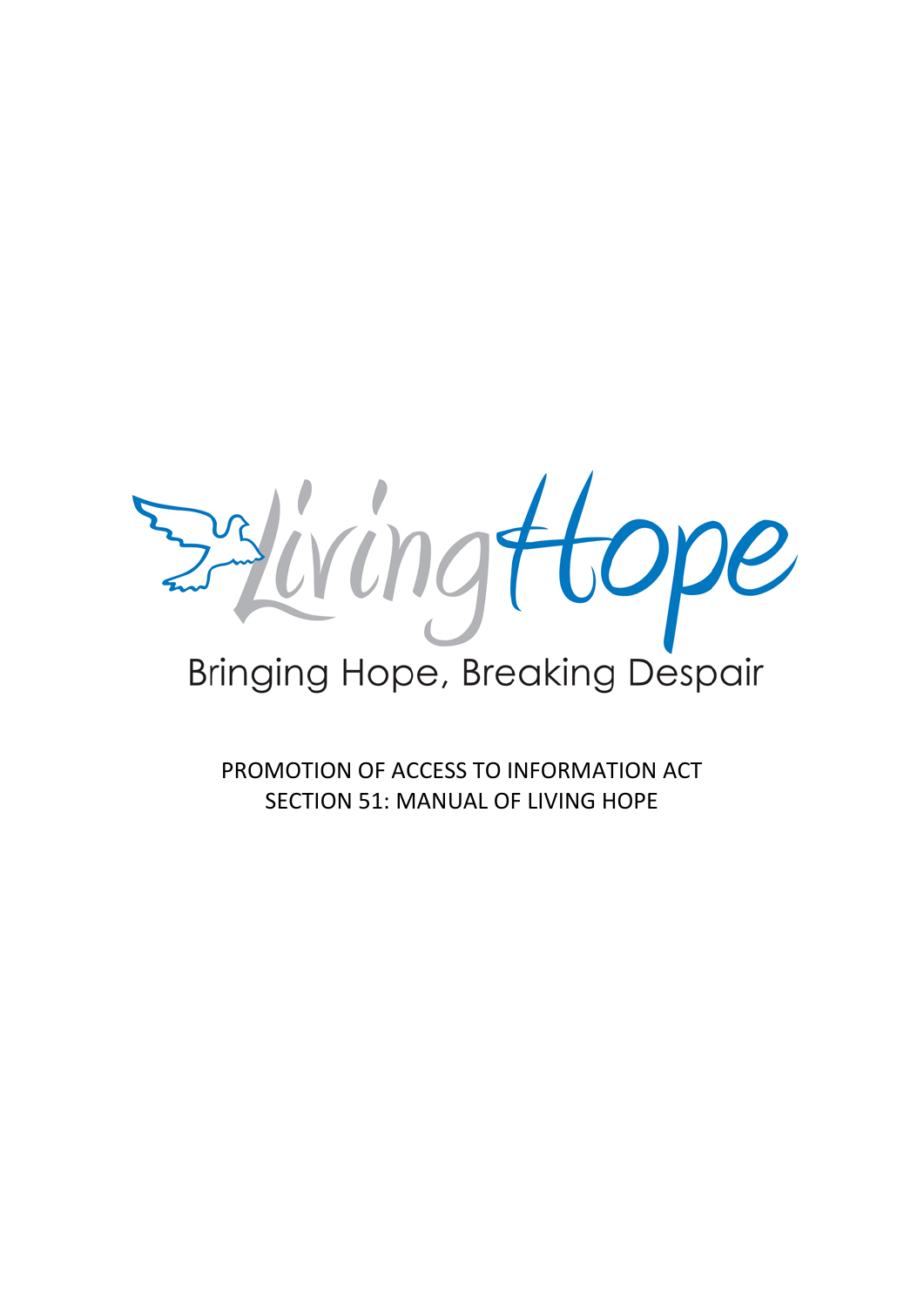Living Hope

Bringing Hope, Breaking Despair

PROMOTION OF ACCESS TO INFORMATION ACT
SECTION 51: MANUAL OF LIVING HOPE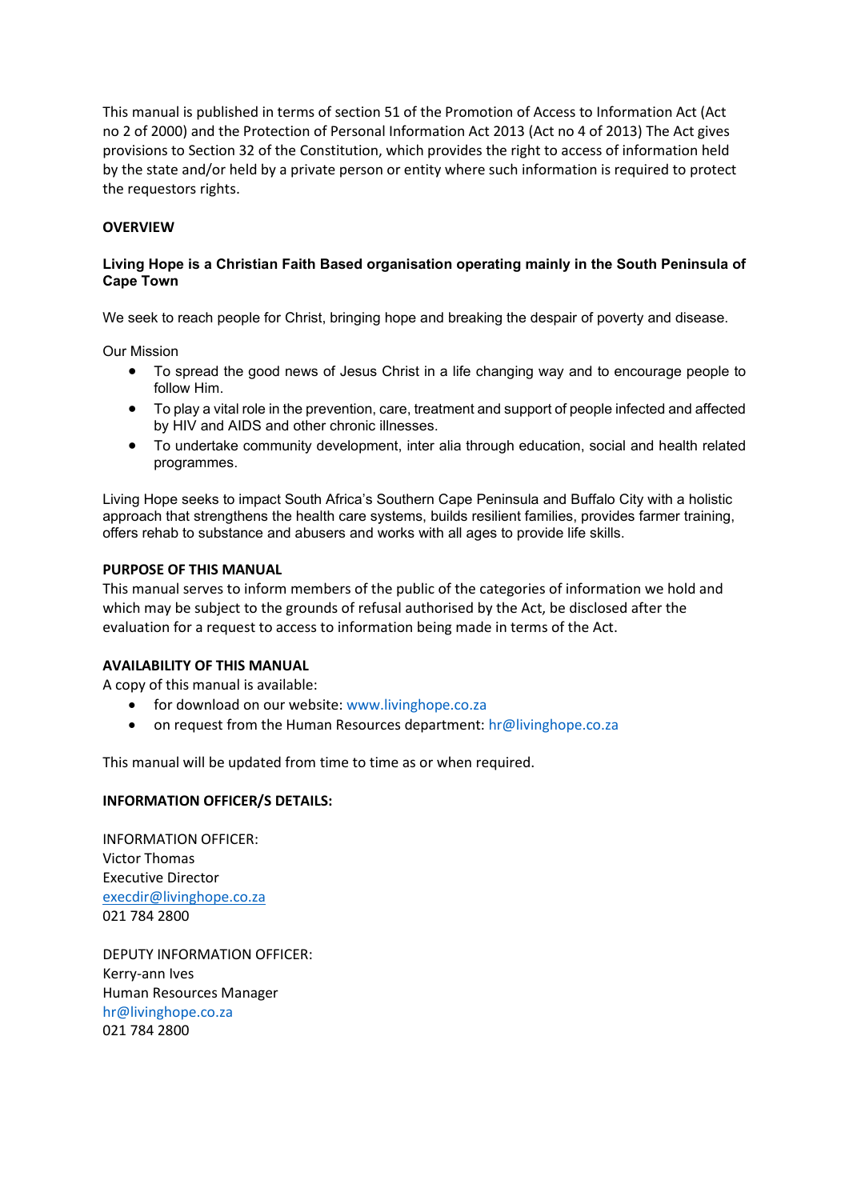This manual is published in terms of section 51 of the Promotion of Access to Information Act (Act no 2 of 2000) and the Protection of Personal Information Act 2013 (Act no 4 of 2013) The Act gives provisions to Section 32 of the Constitution, which provides the right to access of information held by the state and/or held by a private person or entity where such information is required to protect the requestors rights.

## OVERVIEW

**Living Hope is a Christian Faith Based organisation operating mainly in the South Peninsula of Cape Town**

We seek to reach people for Christ, bringing hope and breaking the despair of poverty and disease.

Our Mission

- To spread the good news of Jesus Christ in a life changing way and to encourage people to follow Him.
- To play a vital role in the prevention, care, treatment and support of people infected and affected by HIV and AIDS and other chronic illnesses.
- To undertake community development, inter alia through education, social and health related programmes.

Living Hope seeks to impact South Africa's Southern Cape Peninsula and Buffalo City with a holistic approach that strengthens the health care systems, builds resilient families, provides farmer training, offers rehab to substance and abusers and works with all ages to provide life skills.

## PURPOSE OF THIS MANUAL

This manual serves to inform members of the public of the categories of information we hold and which may be subject to the grounds of refusal authorised by the Act, be disclosed after the evaluation for a request to access to information being made in terms of the Act.

## AVAILABILITY OF THIS MANUAL

A copy of this manual is available:

- for download on our website: www.livinghope.co.za
- on request from the Human Resources department: hr@livinghope.co.za

This manual will be updated from time to time as or when required.

## INFORMATION OFFICER/S DETAILS:

INFORMATION OFFICER:
Victor Thomas
Executive Director
execdir@livinghope.co.za
021 784 2800

DEPUTY INFORMATION OFFICER:
Kerry-ann Ives
Human Resources Manager
hr@livinghope.co.za
021 784 2800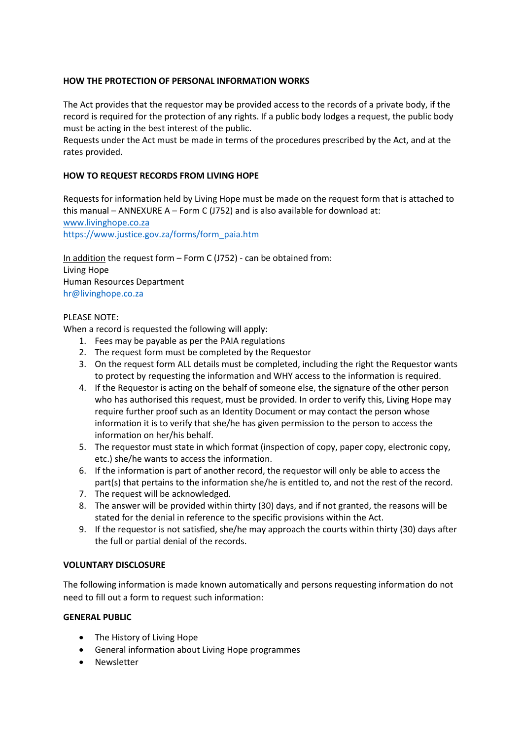**HOW THE PROTECTION OF PERSONAL INFORMATION WORKS**

The Act provides that the requestor may be provided access to the records of a private body, if the record is required for the protection of any rights. If a public body lodges a request, the public body must be acting in the best interest of the public.
Requests under the Act must be made in terms of the procedures prescribed by the Act, and at the rates provided.

**HOW TO REQUEST RECORDS FROM LIVING HOPE**

Requests for information held by Living Hope must be made on the request form that is attached to this manual – ANNEXURE A – Form C (J752) and is also available for download at:
www.livinghope.co.za
https://www.justice.gov.za/forms/form_paia.htm

<u>In addition</u> the request form – Form C (J752) - can be obtained from:
Living Hope
Human Resources Department
hr@livinghope.co.za

PLEASE NOTE:
When a record is requested the following will apply:

1. Fees may be payable as per the PAIA regulations
2. The request form must be completed by the Requestor
3. On the request form ALL details must be completed, including the right the Requestor wants to protect by requesting the information and WHY access to the information is required.
4. If the Requestor is acting on the behalf of someone else, the signature of the other person who has authorised this request, must be provided. In order to verify this, Living Hope may require further proof such as an Identity Document or may contact the person whose information it is to verify that she/he has given permission to the person to access the information on her/his behalf.
5. The requestor must state in which format (inspection of copy, paper copy, electronic copy, etc.) she/he wants to access the information.
6. If the information is part of another record, the requestor will only be able to access the part(s) that pertains to the information she/he is entitled to, and not the rest of the record.
7. The request will be acknowledged.
8. The answer will be provided within thirty (30) days, and if not granted, the reasons will be stated for the denial in reference to the specific provisions within the Act.
9. If the requestor is not satisfied, she/he may approach the courts within thirty (30) days after the full or partial denial of the records.

**VOLUNTARY DISCLOSURE**

The following information is made known automatically and persons requesting information do not need to fill out a form to request such information:

**GENERAL PUBLIC**

- The History of Living Hope
- General information about Living Hope programmes
- Newsletter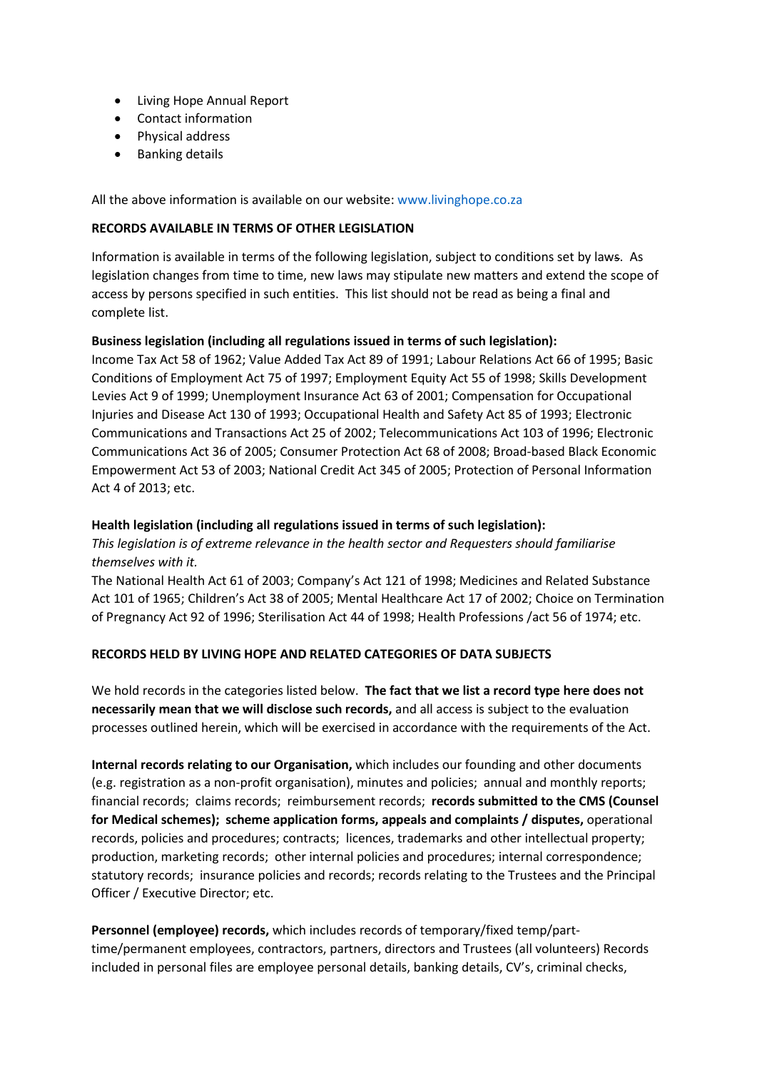- Living Hope Annual Report
- Contact information
- Physical address
- Banking details

All the above information is available on our website: www.livinghope.co.za

**RECORDS AVAILABLE IN TERMS OF OTHER LEGISLATION**

Information is available in terms of the following legislation, subject to conditions set by laws. As legislation changes from time to time, new laws may stipulate new matters and extend the scope of access by persons specified in such entities. This list should not be read as being a final and complete list.

**Business legislation (including all regulations issued in terms of such legislation):**
Income Tax Act 58 of 1962; Value Added Tax Act 89 of 1991; Labour Relations Act 66 of 1995; Basic Conditions of Employment Act 75 of 1997; Employment Equity Act 55 of 1998; Skills Development Levies Act 9 of 1999; Unemployment Insurance Act 63 of 2001; Compensation for Occupational Injuries and Disease Act 130 of 1993; Occupational Health and Safety Act 85 of 1993; Electronic Communications and Transactions Act 25 of 2002; Telecommunications Act 103 of 1996; Electronic Communications Act 36 of 2005; Consumer Protection Act 68 of 2008; Broad-based Black Economic Empowerment Act 53 of 2003; National Credit Act 345 of 2005; Protection of Personal Information Act 4 of 2013; etc.

**Health legislation (including all regulations issued in terms of such legislation):**
*This legislation is of extreme relevance in the health sector and Requesters should familiarise themselves with it.*
The National Health Act 61 of 2003; Company's Act 121 of 1998; Medicines and Related Substance Act 101 of 1965; Children's Act 38 of 2005; Mental Healthcare Act 17 of 2002; Choice on Termination of Pregnancy Act 92 of 1996; Sterilisation Act 44 of 1998; Health Professions /act 56 of 1974; etc.

**RECORDS HELD BY LIVING HOPE AND RELATED CATEGORIES OF DATA SUBJECTS**

We hold records in the categories listed below. **The fact that we list a record type here does not necessarily mean that we will disclose such records,** and all access is subject to the evaluation processes outlined herein, which will be exercised in accordance with the requirements of the Act.

**Internal records relating to our Organisation,** which includes our founding and other documents (e.g. registration as a non-profit organisation), minutes and policies; annual and monthly reports; financial records; claims records; reimbursement records; **records submitted to the CMS (Counsel for Medical schemes); scheme application forms, appeals and complaints / disputes,** operational records, policies and procedures; contracts; licences, trademarks and other intellectual property; production, marketing records; other internal policies and procedures; internal correspondence; statutory records; insurance policies and records; records relating to the Trustees and the Principal Officer / Executive Director; etc.

**Personnel (employee) records,** which includes records of temporary/fixed temp/part-time/permanent employees, contractors, partners, directors and Trustees (all volunteers) Records included in personal files are employee personal details, banking details, CV's, criminal checks,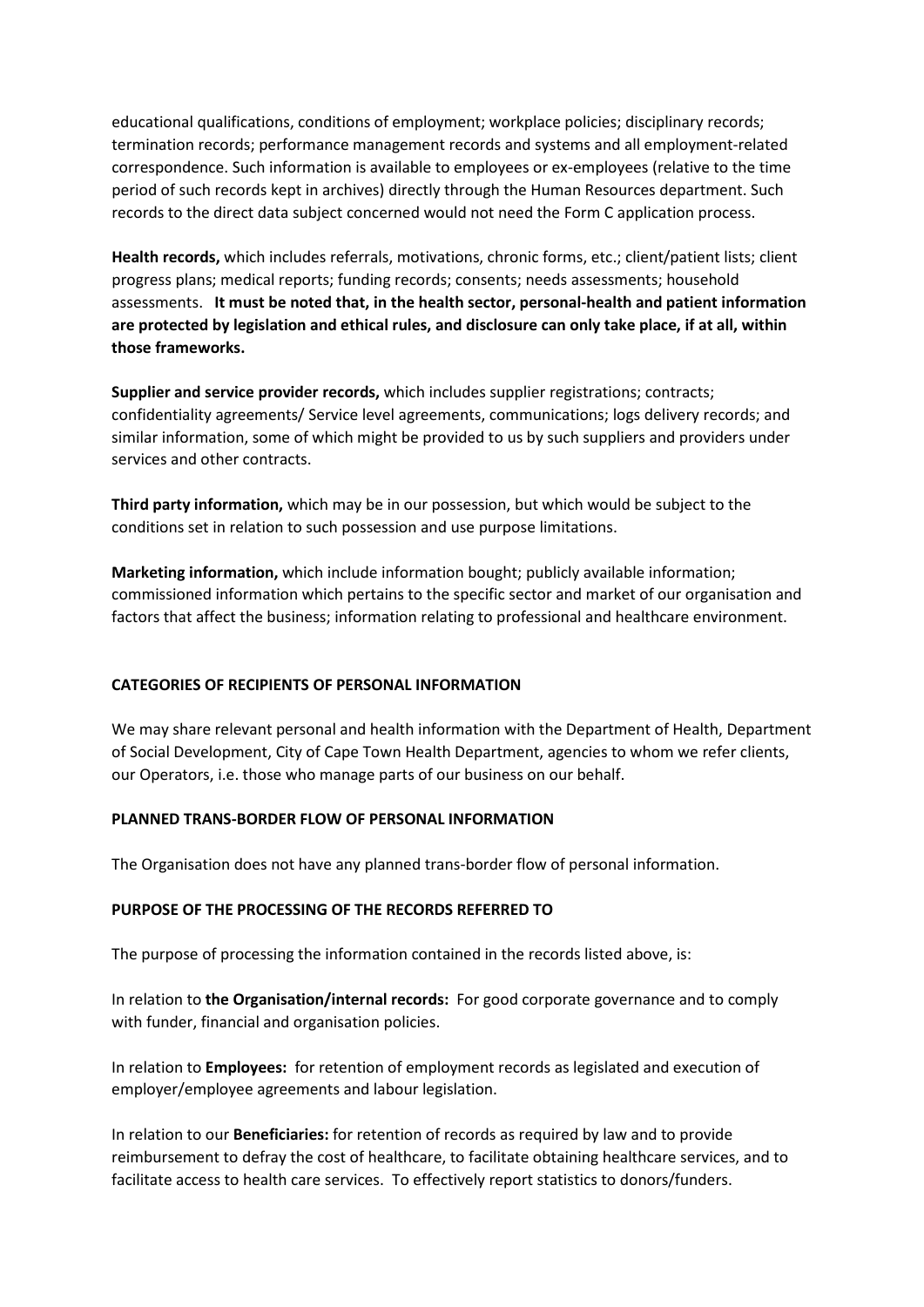educational qualifications, conditions of employment; workplace policies; disciplinary records; termination records; performance management records and systems and all employment-related correspondence. Such information is available to employees or ex-employees (relative to the time period of such records kept in archives) directly through the Human Resources department. Such records to the direct data subject concerned would not need the Form C application process.

**Health records,** which includes referrals, motivations, chronic forms, etc.; client/patient lists; client progress plans; medical reports; funding records; consents; needs assessments; household assessments. **It must be noted that, in the health sector, personal-health and patient information are protected by legislation and ethical rules, and disclosure can only take place, if at all, within those frameworks.**

**Supplier and service provider records,** which includes supplier registrations; contracts; confidentiality agreements/ Service level agreements, communications; logs delivery records; and similar information, some of which might be provided to us by such suppliers and providers under services and other contracts.

**Third party information,** which may be in our possession, but which would be subject to the conditions set in relation to such possession and use purpose limitations.

**Marketing information,** which include information bought; publicly available information; commissioned information which pertains to the specific sector and market of our organisation and factors that affect the business; information relating to professional and healthcare environment.

**CATEGORIES OF RECIPIENTS OF PERSONAL INFORMATION**

We may share relevant personal and health information with the Department of Health, Department of Social Development, City of Cape Town Health Department, agencies to whom we refer clients, our Operators, i.e. those who manage parts of our business on our behalf.

**PLANNED TRANS-BORDER FLOW OF PERSONAL INFORMATION**

The Organisation does not have any planned trans-border flow of personal information.

**PURPOSE OF THE PROCESSING OF THE RECORDS REFERRED TO**

The purpose of processing the information contained in the records listed above, is:

In relation to **the Organisation/internal records:** For good corporate governance and to comply with funder, financial and organisation policies.

In relation to **Employees:** for retention of employment records as legislated and execution of employer/employee agreements and labour legislation.

In relation to our **Beneficiaries:** for retention of records as required by law and to provide reimbursement to defray the cost of healthcare, to facilitate obtaining healthcare services, and to facilitate access to health care services. To effectively report statistics to donors/funders.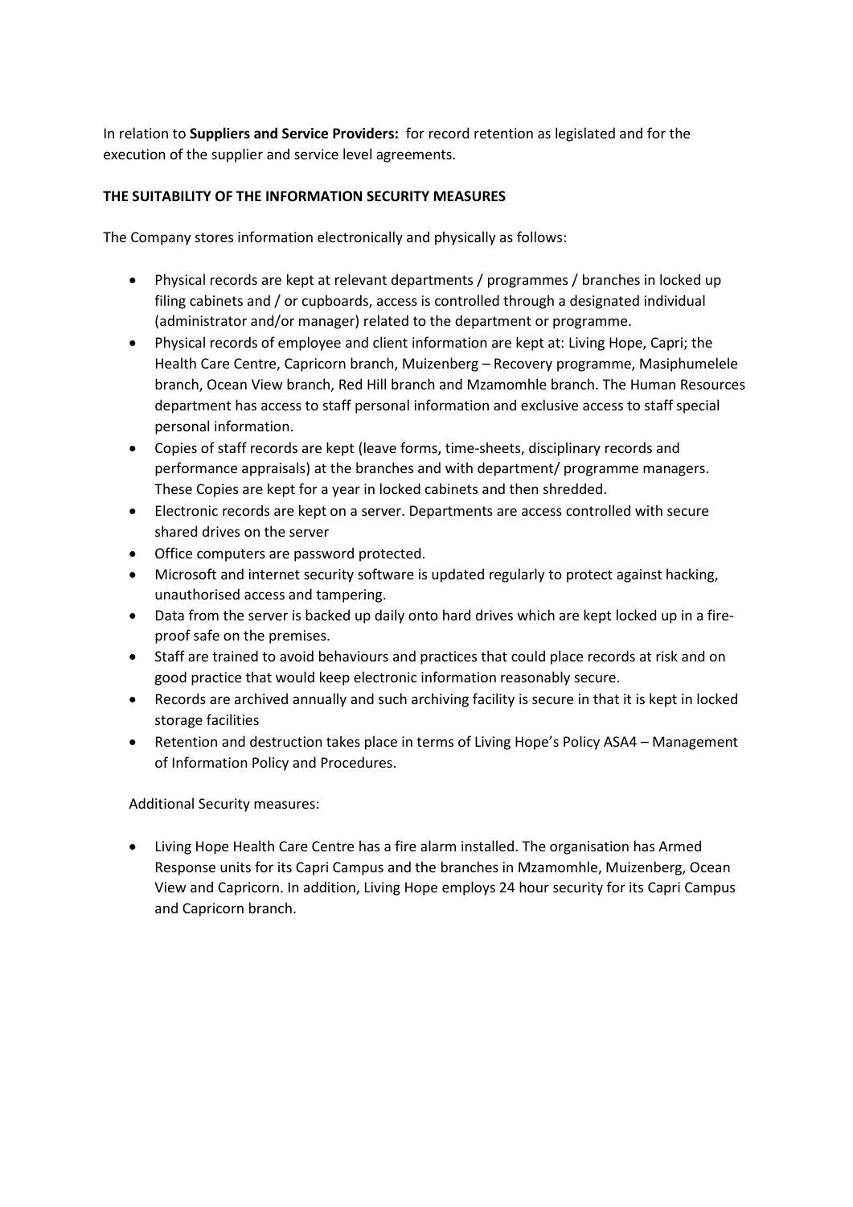In relation to **Suppliers and Service Providers:** for record retention as legislated and for the execution of the supplier and service level agreements.

**THE SUITABILITY OF THE INFORMATION SECURITY MEASURES**

The Company stores information electronically and physically as follows:

- Physical records are kept at relevant departments / programmes / branches in locked up filing cabinets and / or cupboards, access is controlled through a designated individual (administrator and/or manager) related to the department or programme.
- Physical records of employee and client information are kept at: Living Hope, Capri; the Health Care Centre, Capricorn branch, Muizenberg – Recovery programme, Masiphumelele branch, Ocean View branch, Red Hill branch and Mzamomhle branch. The Human Resources department has access to staff personal information and exclusive access to staff special personal information.
- Copies of staff records are kept (leave forms, time-sheets, disciplinary records and performance appraisals) at the branches and with department/ programme managers. These Copies are kept for a year in locked cabinets and then shredded.
- Electronic records are kept on a server. Departments are access controlled with secure shared drives on the server
- Office computers are password protected.
- Microsoft and internet security software is updated regularly to protect against hacking, unauthorised access and tampering.
- Data from the server is backed up daily onto hard drives which are kept locked up in a fire-proof safe on the premises.
- Staff are trained to avoid behaviours and practices that could place records at risk and on good practice that would keep electronic information reasonably secure.
- Records are archived annually and such archiving facility is secure in that it is kept in locked storage facilities
- Retention and destruction takes place in terms of Living Hope's Policy ASA4 – Management of Information Policy and Procedures.

Additional Security measures:

- Living Hope Health Care Centre has a fire alarm installed. The organisation has Armed Response units for its Capri Campus and the branches in Mzamomhle, Muizenberg, Ocean View and Capricorn. In addition, Living Hope employs 24 hour security for its Capri Campus and Capricorn branch.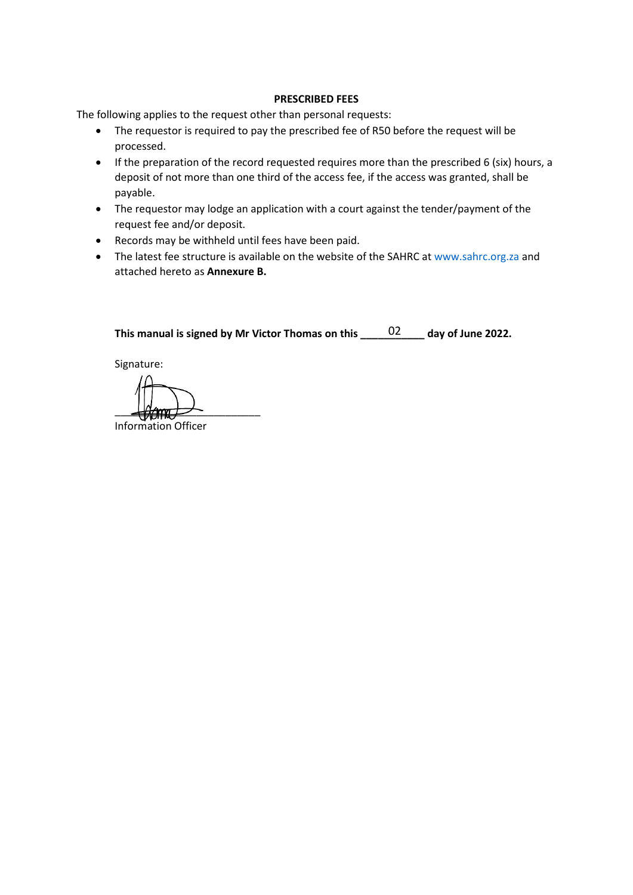## PRESCRIBED FEES

The following applies to the request other than personal requests:

- The requestor is required to pay the prescribed fee of R50 before the request will be processed.
- If the preparation of the record requested requires more than the prescribed 6 (six) hours, a deposit of not more than one third of the access fee, if the access was granted, shall be payable.
- The requestor may lodge an application with a court against the tender/payment of the request fee and/or deposit.
- Records may be withheld until fees have been paid.
- The latest fee structure is available on the website of the SAHRC at www.sahrc.org.za and attached hereto as **Annexure B.**

**This manual is signed by Mr Victor Thomas on this \_\_\_02\_\_\_ day of June 2022.**

Signature:

\_\_\_\_\_\_\_\_\_\_\_\_\_\_\_\_\_\_\_\_\_\_\_\_\_\_

Information Officer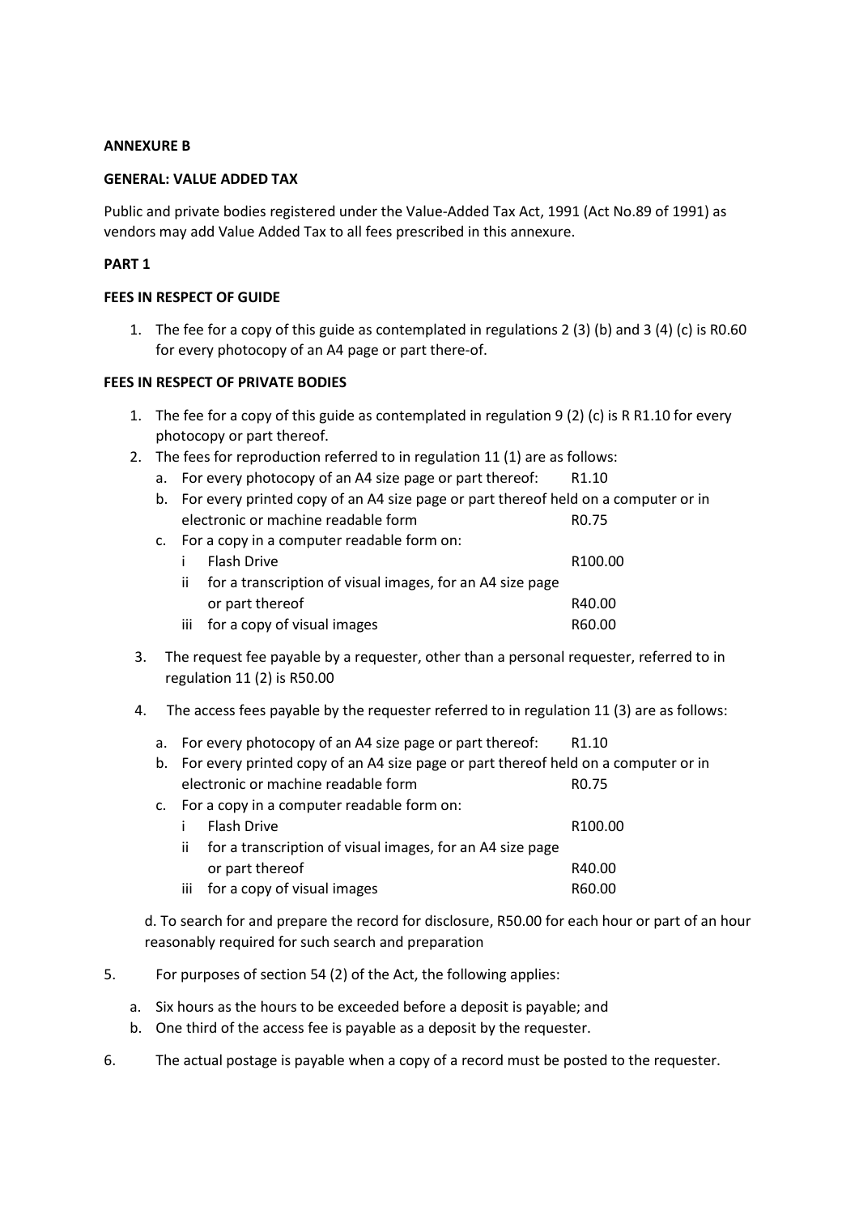**ANNEXURE B**

**GENERAL: VALUE ADDED TAX**

Public and private bodies registered under the Value-Added Tax Act, 1991 (Act No.89 of 1991) as vendors may add Value Added Tax to all fees prescribed in this annexure.

**PART 1**

**FEES IN RESPECT OF GUIDE**

1. The fee for a copy of this guide as contemplated in regulations 2 (3) (b) and 3 (4) (c) is R0.60 for every photocopy of an A4 page or part there-of.

**FEES IN RESPECT OF PRIVATE BODIES**

1. The fee for a copy of this guide as contemplated in regulation 9 (2) (c) is R R1.10 for every photocopy or part thereof.
2. The fees for reproduction referred to in regulation 11 (1) are as follows:
   a. For every photocopy of an A4 size page or part thereof: R1.10
   b. For every printed copy of an A4 size page or part thereof held on a computer or in electronic or machine readable form R0.75
   c. For a copy in a computer readable form on:
      i Flash Drive R100.00
      ii for a transcription of visual images, for an A4 size page or part thereof R40.00
      iii for a copy of visual images R60.00
3. The request fee payable by a requester, other than a personal requester, referred to in regulation 11 (2) is R50.00
4. The access fees payable by the requester referred to in regulation 11 (3) are as follows:
   a. For every photocopy of an A4 size page or part thereof: R1.10
   b. For every printed copy of an A4 size page or part thereof held on a computer or in electronic or machine readable form R0.75
   c. For a copy in a computer readable form on:
      i Flash Drive R100.00
      ii for a transcription of visual images, for an A4 size page or part thereof R40.00
      iii for a copy of visual images R60.00

   d. To search for and prepare the record for disclosure, R50.00 for each hour or part of an hour reasonably required for such search and preparation
5. For purposes of section 54 (2) of the Act, the following applies:
   a. Six hours as the hours to be exceeded before a deposit is payable; and
   b. One third of the access fee is payable as a deposit by the requester.
6. The actual postage is payable when a copy of a record must be posted to the requester.